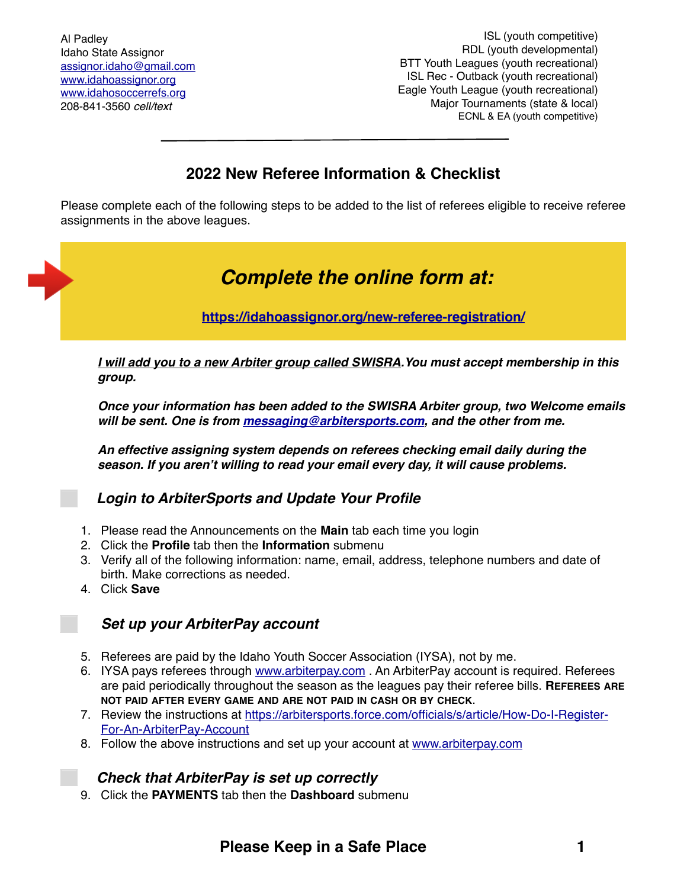Al Padley
Idaho State Assignor
[assignor.idaho@gmail.com](mailto:assignor.idaho@gmail.com)
[www.idahoassignor.org](http://www.idahoassignor.org)
[www.idahosoccerrefs.org](http://www.idahosoccerrefs.org)
208-841-3560 *cell/text*

ISL (youth competitive)
RDL (youth developmental)
BTT Youth Leagues (youth recreational)
ISL Rec - Outback (youth recreational)
Eagle Youth League (youth recreational)
Major Tournaments (state & local)
ECNL & EA (youth competitive)

---

## 2022 New Referee Information & Checklist

Please complete each of the following steps to be added to the list of referees eligible to receive referee assignments in the above leagues.

### *Complete the online form at:*

**[https://idahoassignor.org/new-referee-registration/](https://idahoassignor.org/new-referee-registration/)**

***<u>I will add you to a new Arbiter group called SWISRA</u>. You must accept membership in this group.***

***Once your information has been added to the SWISRA Arbiter group, two Welcome emails will be sent. One is from [messaging@arbitersports.com](mailto:messaging@arbitersports.com), and the other from me.***

***An effective assigning system depends on referees checking email daily during the season. If you aren't willing to read your email every day, it will cause problems.***

### ☐ *Login to ArbiterSports and Update Your Profile*

1. Please read the Announcements on the **Main** tab each time you login
2. Click the **Profile** tab then the **Information** submenu
3. Verify all of the following information: name, email, address, telephone numbers and date of birth. Make corrections as needed.
4. Click **Save**

### ☐ *Set up your ArbiterPay account*

5. Referees are paid by the Idaho Youth Soccer Association (IYSA), not by me.
6. IYSA pays referees through [www.arbiterpay.com](http://www.arbiterpay.com) . An ArbiterPay account is required. Referees are paid periodically throughout the season as the leagues pay their referee bills. **REFEREES ARE NOT PAID AFTER EVERY GAME AND ARE NOT PAID IN CASH OR BY CHECK.**
7. Review the instructions at [https://arbitersports.force.com/officials/s/article/How-Do-I-Register-For-An-ArbiterPay-Account](https://arbitersports.force.com/officials/s/article/How-Do-I-Register-For-An-ArbiterPay-Account)
8. Follow the above instructions and set up your account at [www.arbiterpay.com](http://www.arbiterpay.com)

### ☐ *Check that ArbiterPay is set up correctly*

9. Click the **PAYMENTS** tab then the **Dashboard** submenu

**Please Keep in a Safe Place**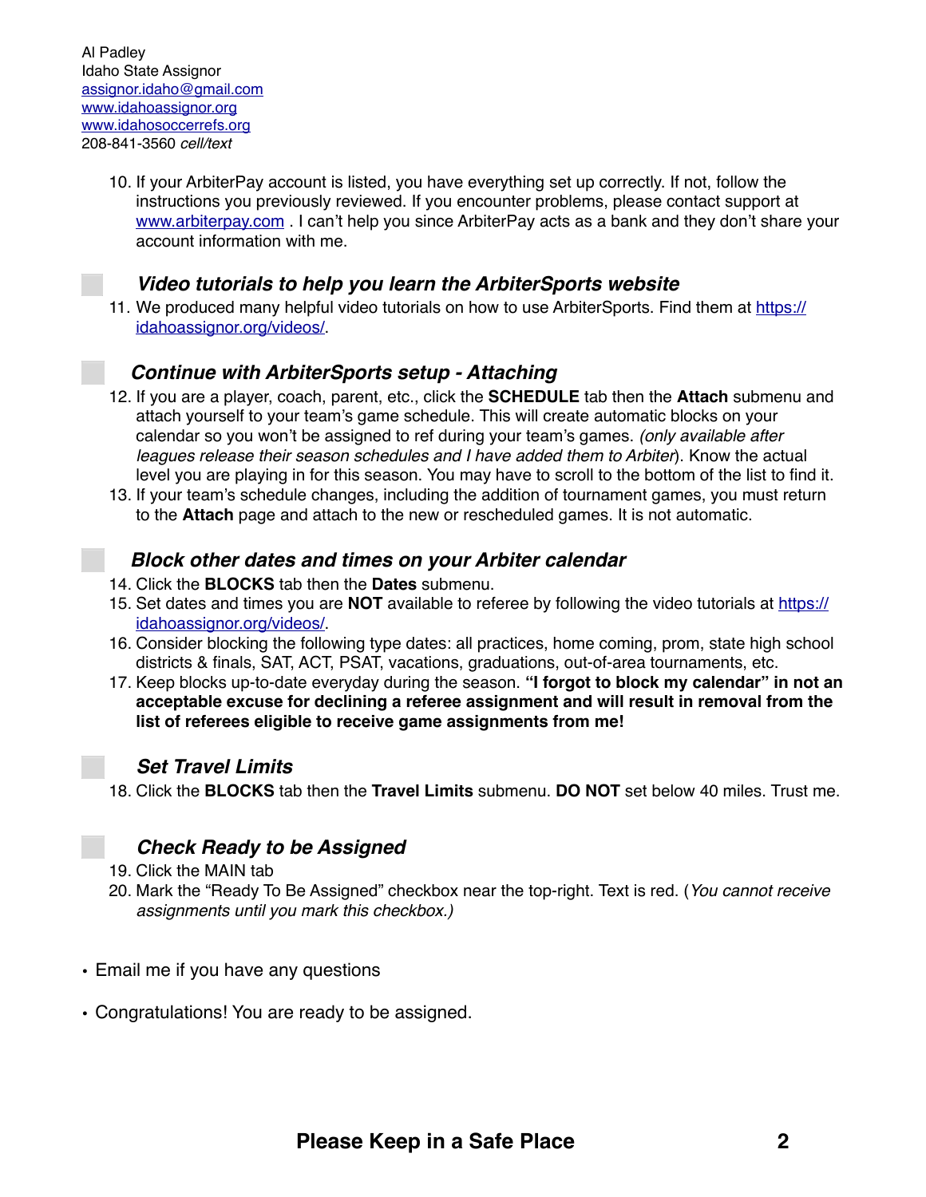Al Padley
Idaho State Assignor
assignor.idaho@gmail.com
www.idahoassignor.org
www.idahosoccerrefs.org
208-841-3560 *cell/text*

10. If your ArbiterPay account is listed, you have everything set up correctly. If not, follow the instructions you previously reviewed. If you encounter problems, please contact support at www.arbiterpay.com . I can't help you since ArbiterPay acts as a bank and they don't share your account information with me.

### *Video tutorials to help you learn the ArbiterSports website*

11. We produced many helpful video tutorials on how to use ArbiterSports. Find them at https://idahoassignor.org/videos/.

### *Continue with ArbiterSports setup - Attaching*

12. If you are a player, coach, parent, etc., click the **SCHEDULE** tab then the **Attach** submenu and attach yourself to your team's game schedule. This will create automatic blocks on your calendar so you won't be assigned to ref during your team's games. *(only available after leagues release their season schedules and I have added them to Arbiter*). Know the actual level you are playing in for this season. You may have to scroll to the bottom of the list to find it.
13. If your team's schedule changes, including the addition of tournament games, you must return to the **Attach** page and attach to the new or rescheduled games. It is not automatic.

### *Block other dates and times on your Arbiter calendar*

14. Click the **BLOCKS** tab then the **Dates** submenu.
15. Set dates and times you are **NOT** available to referee by following the video tutorials at https://idahoassignor.org/videos/.
16. Consider blocking the following type dates: all practices, home coming, prom, state high school districts & finals, SAT, ACT, PSAT, vacations, graduations, out-of-area tournaments, etc.
17. Keep blocks up-to-date everyday during the season. **"I forgot to block my calendar" in not an acceptable excuse for declining a referee assignment and will result in removal from the list of referees eligible to receive game assignments from me!**

### *Set Travel Limits*

18. Click the **BLOCKS** tab then the **Travel Limits** submenu. **DO NOT** set below 40 miles. Trust me.

### *Check Ready to be Assigned*

19. Click the MAIN tab
20. Mark the "Ready To Be Assigned" checkbox near the top-right. Text is red. (*You cannot receive assignments until you mark this checkbox.)*

- Email me if you have any questions
- Congratulations! You are ready to be assigned.

**Please Keep in a Safe Place**